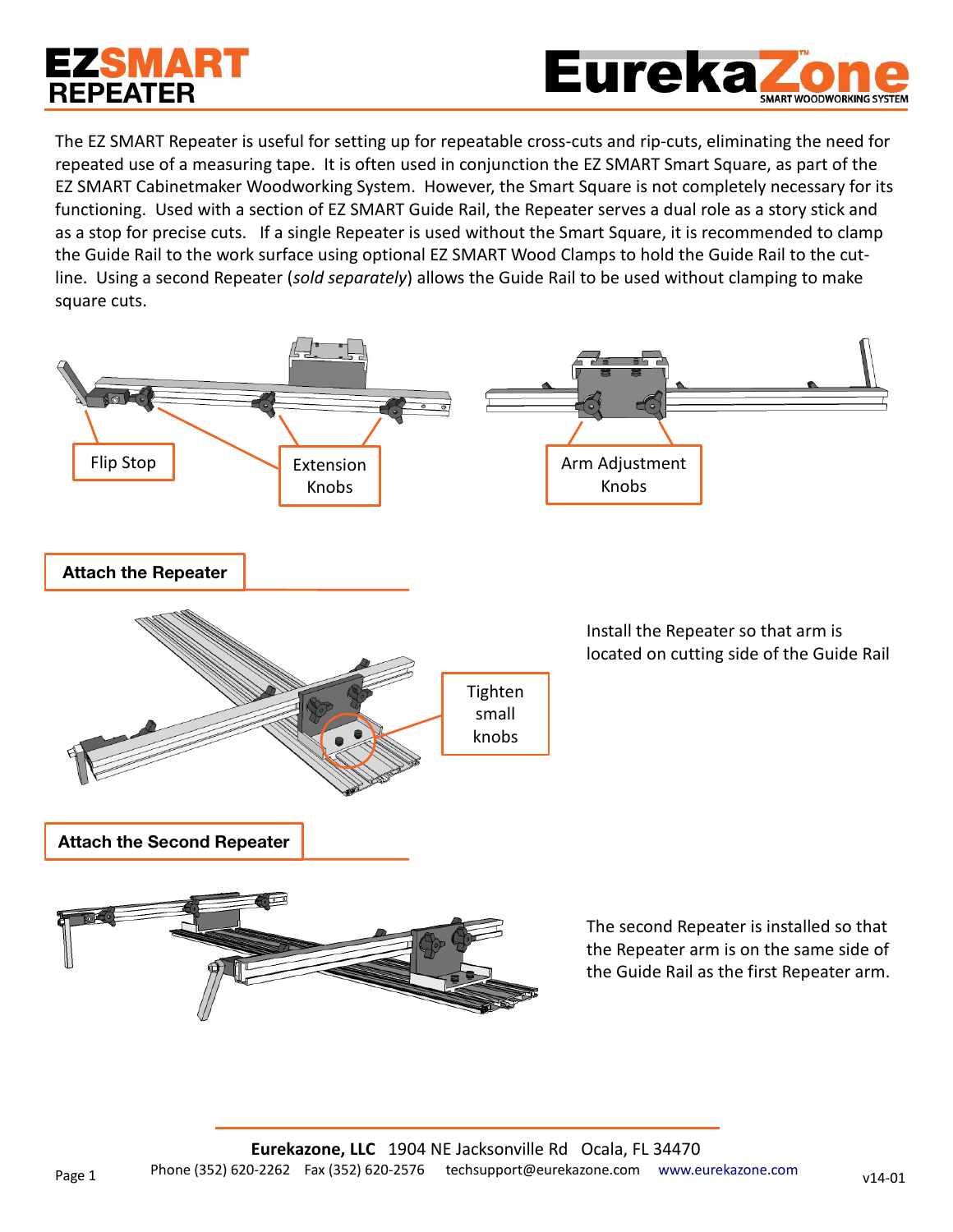# EZSMART REPEATER

The EZ SMART Repeater is useful for setting up for repeatable cross-cuts and rip-cuts, eliminating the need for repeated use of a measuring tape. It is often used in conjunction the EZ SMART Smart Square, as part of the EZ SMART Cabinetmaker Woodworking System. However, the Smart Square is not completely necessary for its functioning. Used with a section of EZ SMART Guide Rail, the Repeater serves a dual role as a story stick and as a stop for precise cuts. If a single Repeater is used without the Smart Square, it is recommended to clamp the Guide Rail to the work surface using optional EZ SMART Wood Clamps to hold the Guide Rail to the cut-line. Using a second Repeater (*sold separately*) allows the Guide Rail to be used without clamping to make square cuts.

Flip Stop

Extension Knobs

Arm Adjustment Knobs

## Attach the Repeater

Tighten small knobs

Install the Repeater so that arm is located on cutting side of the Guide Rail

## Attach the Second Repeater

The second Repeater is installed so that the Repeater arm is on the same side of the Guide Rail as the first Repeater arm.

**Eurekazone, LLC** 1904 NE Jacksonville Rd Ocala, FL 34470

Phone (352) 620-2262 Fax (352) 620-2576 techsupport@eurekazone.com www.eurekazone.com

v14-01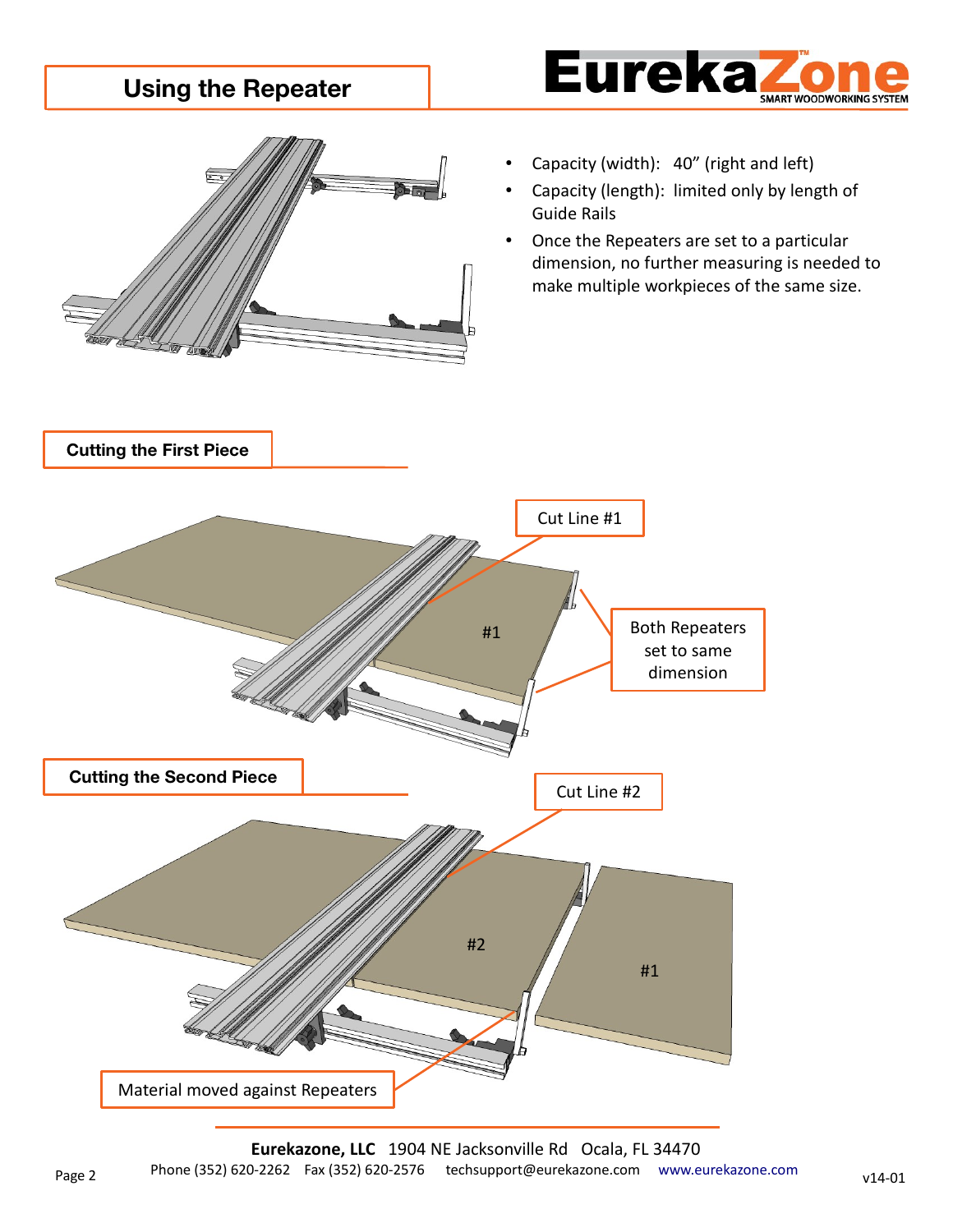# Using the Repeater

- Capacity (width): 40” (right and left)
- Capacity (length): limited only by length of Guide Rails
- Once the Repeaters are set to a particular dimension, no further measuring is needed to make multiple workpieces of the same size.

## Cutting the First Piece

Cut Line #1

#1

Both Repeaters set to same dimension

## Cutting the Second Piece

Cut Line #2

#2

#1

Material moved against Repeaters

**Eurekazone, LLC** 1904 NE Jacksonville Rd Ocala, FL 34470

Phone (352) 620-2262 Fax (352) 620-2576 techsupport@eurekazone.com www.eurekazone.com

v14-01